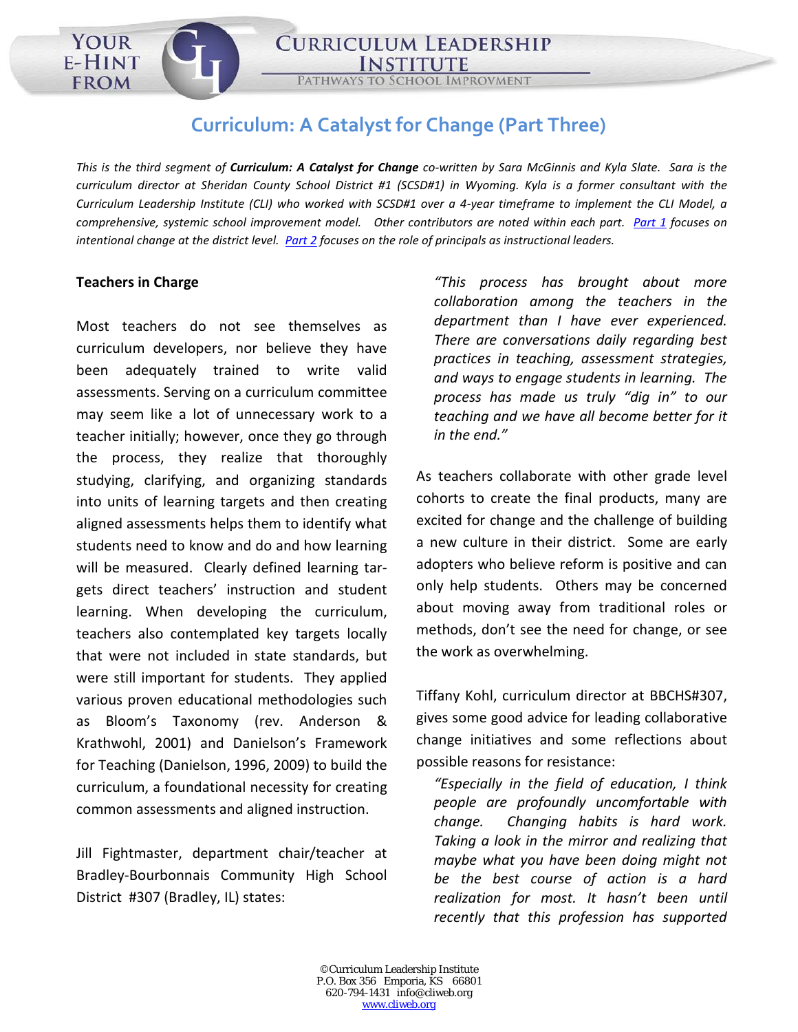# Curriculum: A Catalyst for Change (Part Three)

*This is the third segment of **Curriculum: A Catalyst for Change** co-written by Sara McGinnis and Kyla Slate. Sara is the curriculum director at Sheridan County School District #1 (SCSD#1) in Wyoming. Kyla is a former consultant with the Curriculum Leadership Institute (CLI) who worked with SCSD#1 over a 4-year timeframe to implement the CLI Model, a comprehensive, systemic school improvement model. Other contributors are noted within each part. [Part 1](#) focuses on intentional change at the district level. [Part 2](#) focuses on the role of principals as instructional leaders.*

**Teachers in Charge**

Most teachers do not see themselves as curriculum developers, nor believe they have been adequately trained to write valid assessments. Serving on a curriculum committee may seem like a lot of unnecessary work to a teacher initially; however, once they go through the process, they realize that thoroughly studying, clarifying, and organizing standards into units of learning targets and then creating aligned assessments helps them to identify what students need to know and do and how learning will be measured. Clearly defined learning targets direct teachers' instruction and student learning. When developing the curriculum, teachers also contemplated key targets locally that were not included in state standards, but were still important for students. They applied various proven educational methodologies such as Bloom's Taxonomy (rev. Anderson & Krathwohl, 2001) and Danielson's Framework for Teaching (Danielson, 1996, 2009) to build the curriculum, a foundational necessity for creating common assessments and aligned instruction.

Jill Fightmaster, department chair/teacher at Bradley-Bourbonnais Community High School District #307 (Bradley, IL) states:

> *"This process has brought about more collaboration among the teachers in the department than I have ever experienced. There are conversations daily regarding best practices in teaching, assessment strategies, and ways to engage students in learning. The process has made us truly "dig in" to our teaching and we have all become better for it in the end."*

As teachers collaborate with other grade level cohorts to create the final products, many are excited for change and the challenge of building a new culture in their district. Some are early adopters who believe reform is positive and can only help students. Others may be concerned about moving away from traditional roles or methods, don't see the need for change, or see the work as overwhelming.

Tiffany Kohl, curriculum director at BBCHS#307, gives some good advice for leading collaborative change initiatives and some reflections about possible reasons for resistance:

> *"Especially in the field of education, I think people are profoundly uncomfortable with change. Changing habits is hard work. Taking a look in the mirror and realizing that maybe what you have been doing might not be the best course of action is a hard realization for most. It hasn't been until recently that this profession has supported*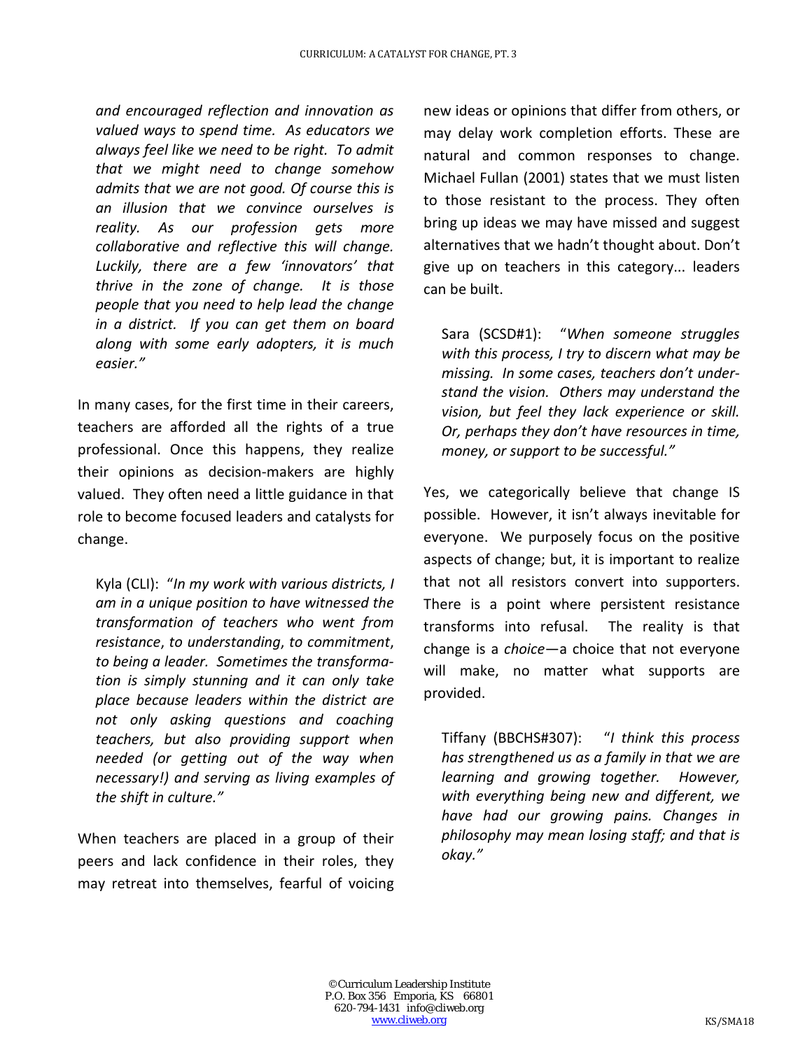*and encouraged reflection and innovation as valued ways to spend time. As educators we always feel like we need to be right. To admit that we might need to change somehow admits that we are not good. Of course this is an illusion that we convince ourselves is reality. As our profession gets more collaborative and reflective this will change. Luckily, there are a few 'innovators' that thrive in the zone of change. It is those people that you need to help lead the change in a district. If you can get them on board along with some early adopters, it is much easier."*

In many cases, for the first time in their careers, teachers are afforded all the rights of a true professional. Once this happens, they realize their opinions as decision-makers are highly valued. They often need a little guidance in that role to become focused leaders and catalysts for change.

> Kyla (CLI): "*In my work with various districts, I am in a unique position to have witnessed the transformation of teachers who went from* resistance*, to* understanding*, to* commitment*, to being a leader. Sometimes the transformation is simply stunning and it can only take place because leaders within the district are not only asking questions and coaching teachers, but also providing support when needed (or getting out of the way when necessary!) and serving as living examples of the shift in culture."*

When teachers are placed in a group of their peers and lack confidence in their roles, they may retreat into themselves, fearful of voicing new ideas or opinions that differ from others, or may delay work completion efforts. These are natural and common responses to change. Michael Fullan (2001) states that we must listen to those resistant to the process. They often bring up ideas we may have missed and suggest alternatives that we hadn't thought about. Don't give up on teachers in this category... leaders can be built.

> Sara (SCSD#1): "*When someone struggles with this process, I try to discern what may be missing. In some cases, teachers don't understand the vision. Others may understand the vision, but feel they lack experience or skill. Or, perhaps they don't have resources in time, money, or support to be successful."*

Yes, we categorically believe that change IS possible. However, it isn't always inevitable for everyone. We purposely focus on the positive aspects of change; but, it is important to realize that not all resistors convert into supporters. There is a point where persistent resistance transforms into refusal. The reality is that change is a *choice*—a choice that not everyone will make, no matter what supports are provided.

> Tiffany (BBCHS#307): "*I think this process has strengthened us as a family in that we are learning and growing together. However, with everything being new and different, we have had our growing pains. Changes in philosophy may mean losing staff; and that is okay."*

©Curriculum Leadership Institute
P.O. Box 356 Emporia, KS 66801
620-794-1431 info@cliweb.org
www.cliweb.org

KS/SMA18